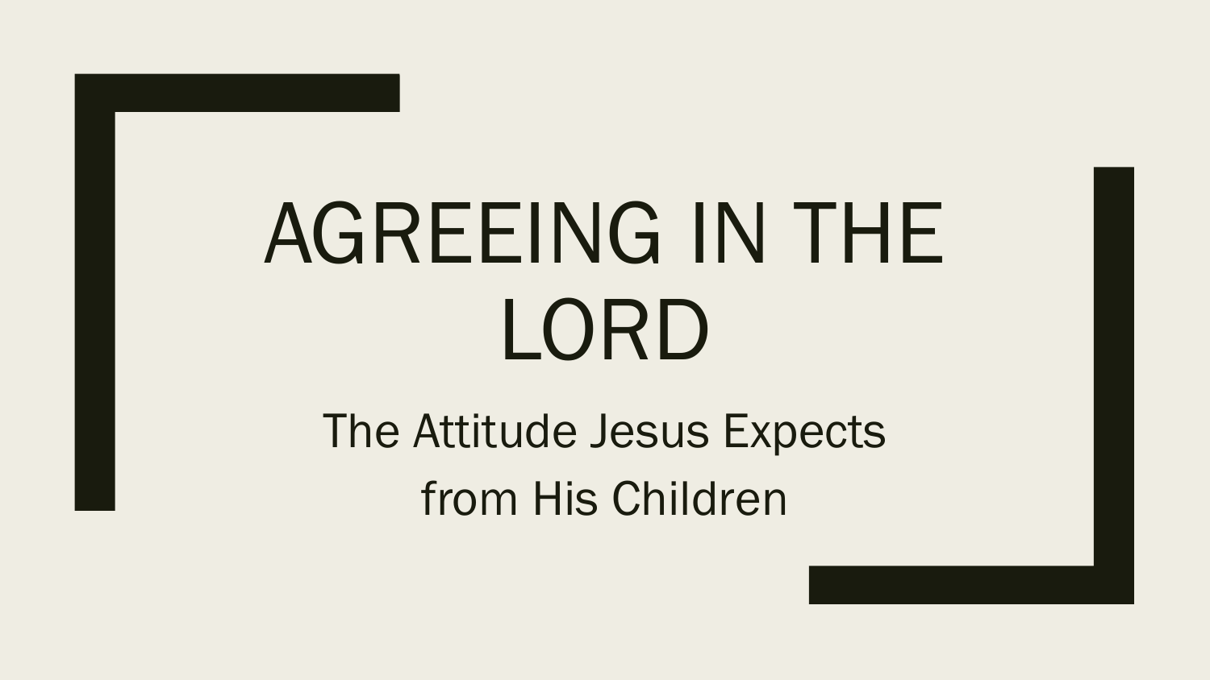# AGREEING IN THE LORD

The Attitude Jesus Expects from His Children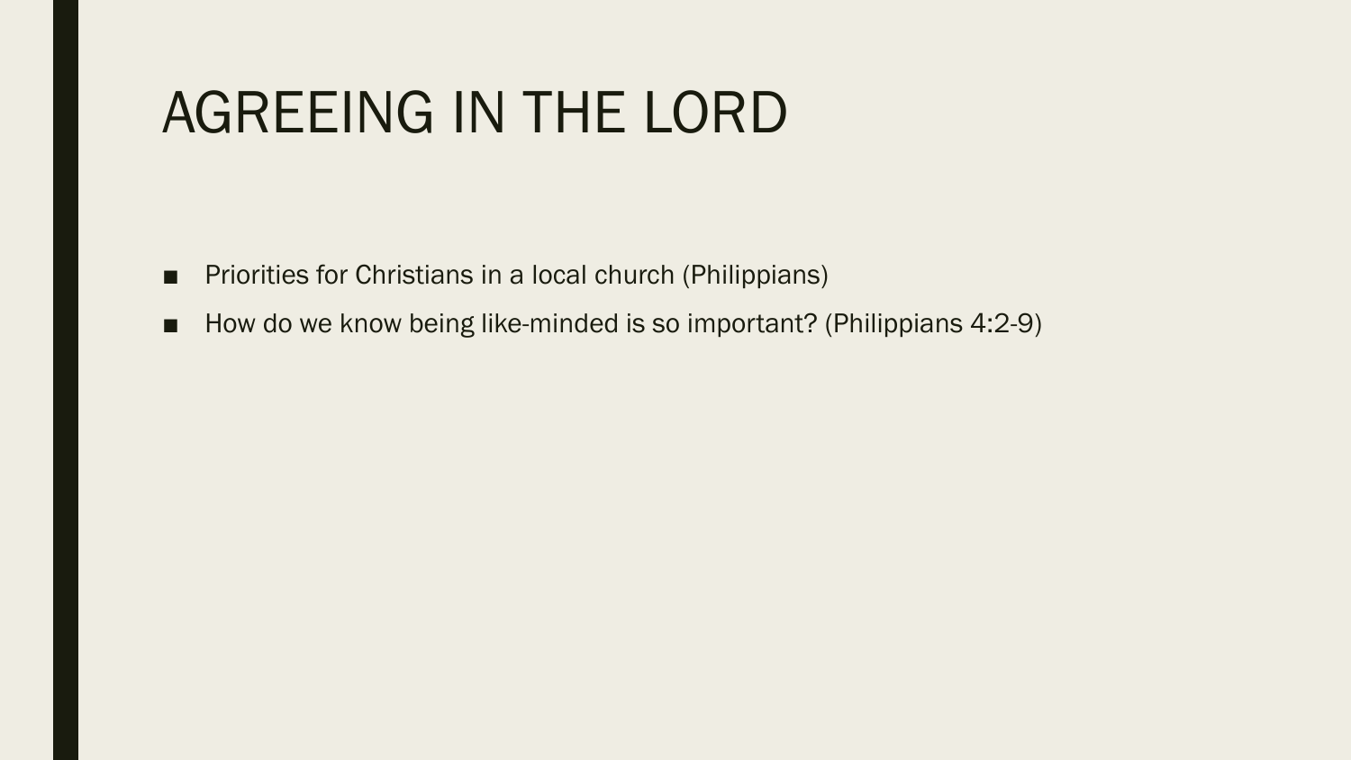# AGREEING IN THE LORD

- Priorities for Christians in a local church (Philippians)
- How do we know being like-minded is so important? (Philippians 4:2-9)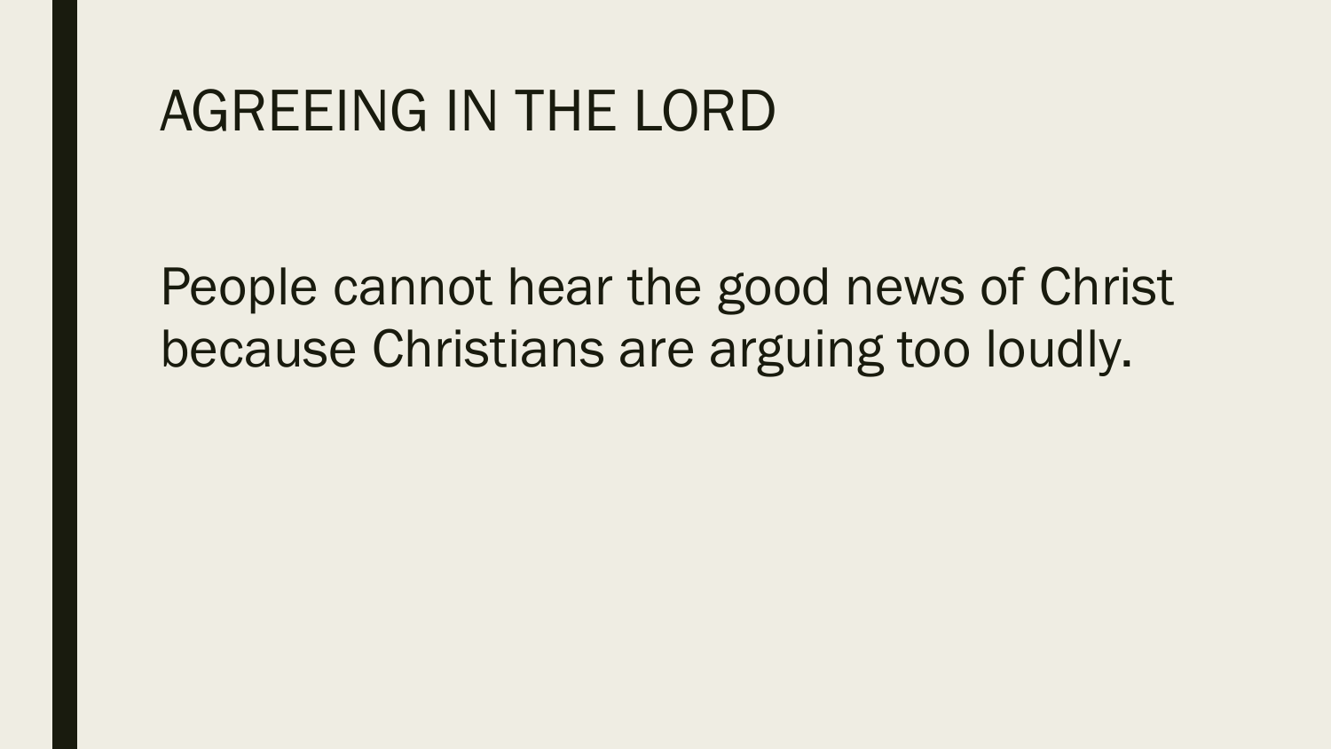# AGREEING IN THE LORD

People cannot hear the good news of Christ because Christians are arguing too loudly.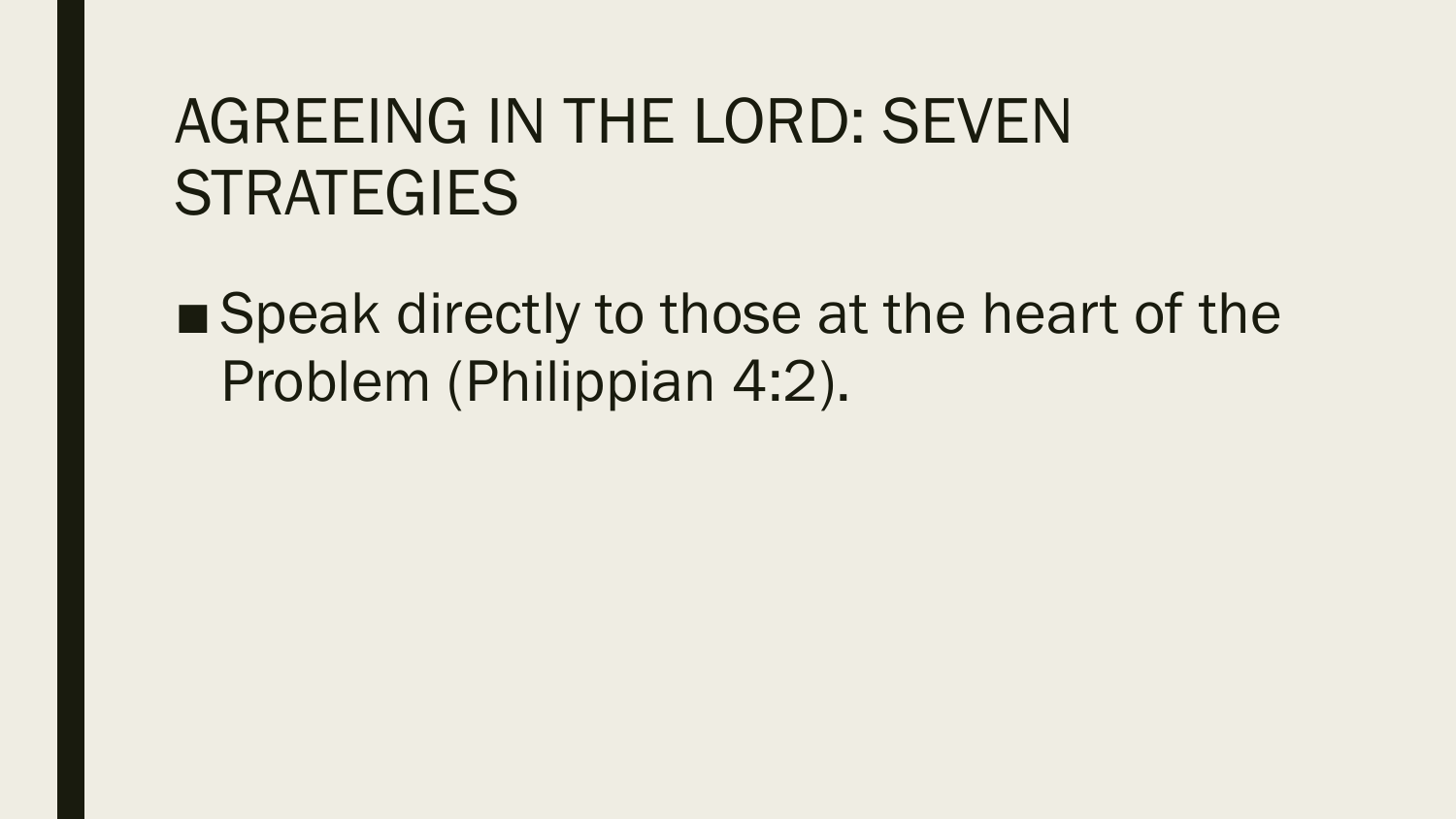# AGREEING IN THE LORD: SEVEN STRATEGIES

- Speak directly to those at the heart of the Problem (Philippian 4:2).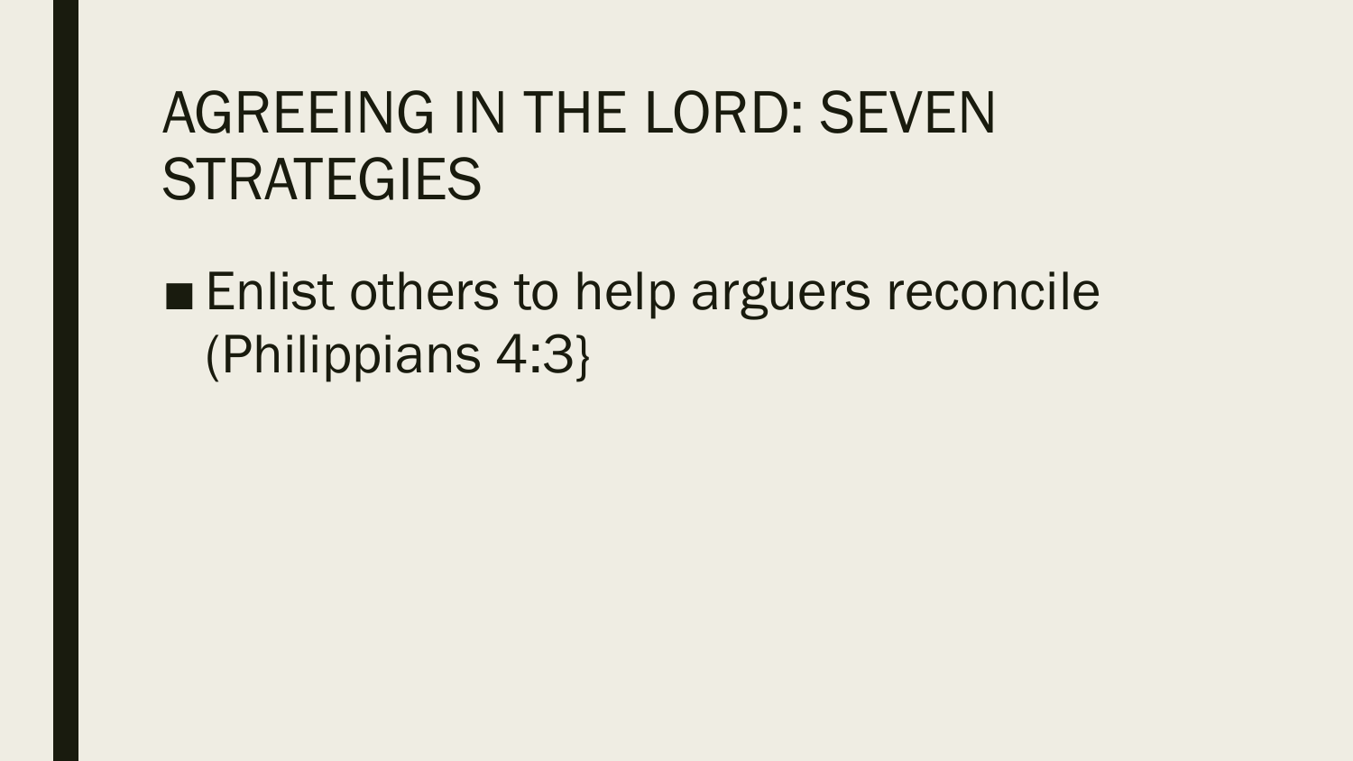# AGREEING IN THE LORD: SEVEN STRATEGIES

- Enlist others to help arguers reconcile (Philippians 4:3}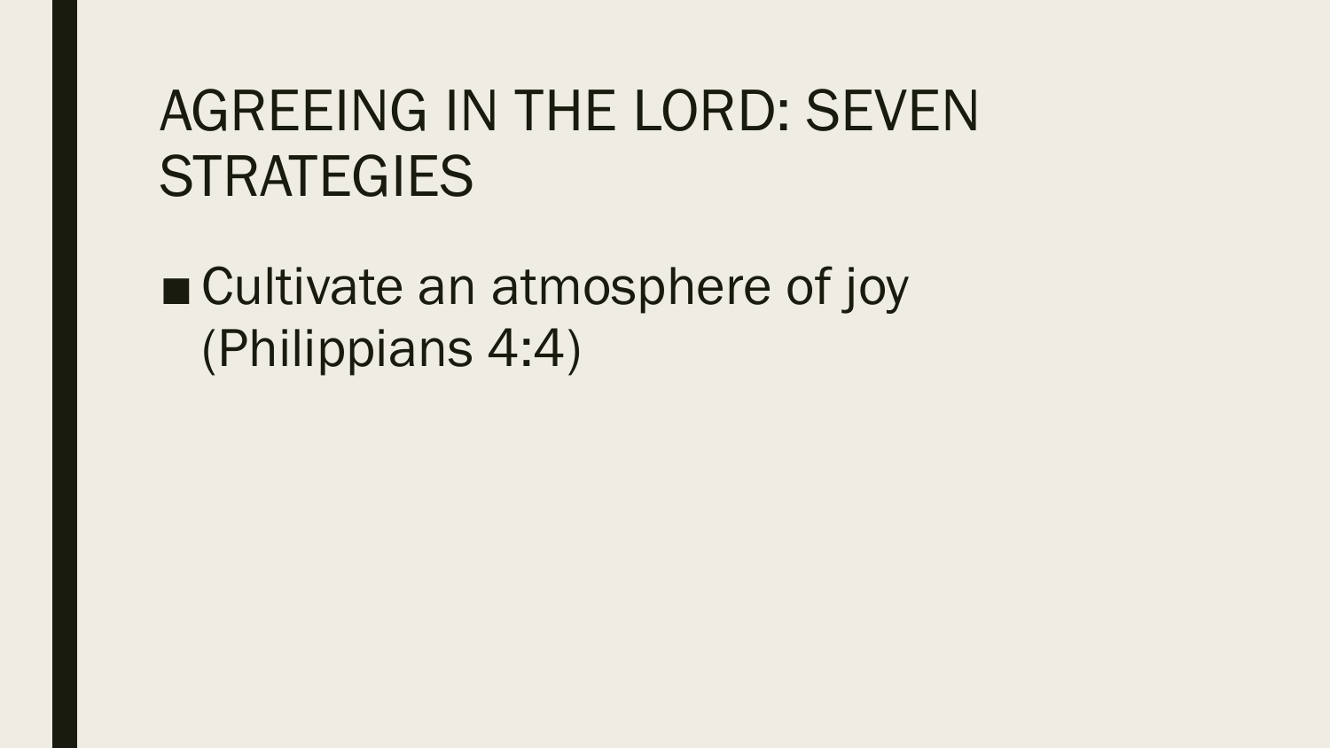# AGREEING IN THE LORD: SEVEN STRATEGIES

- Cultivate an atmosphere of joy (Philippians 4:4)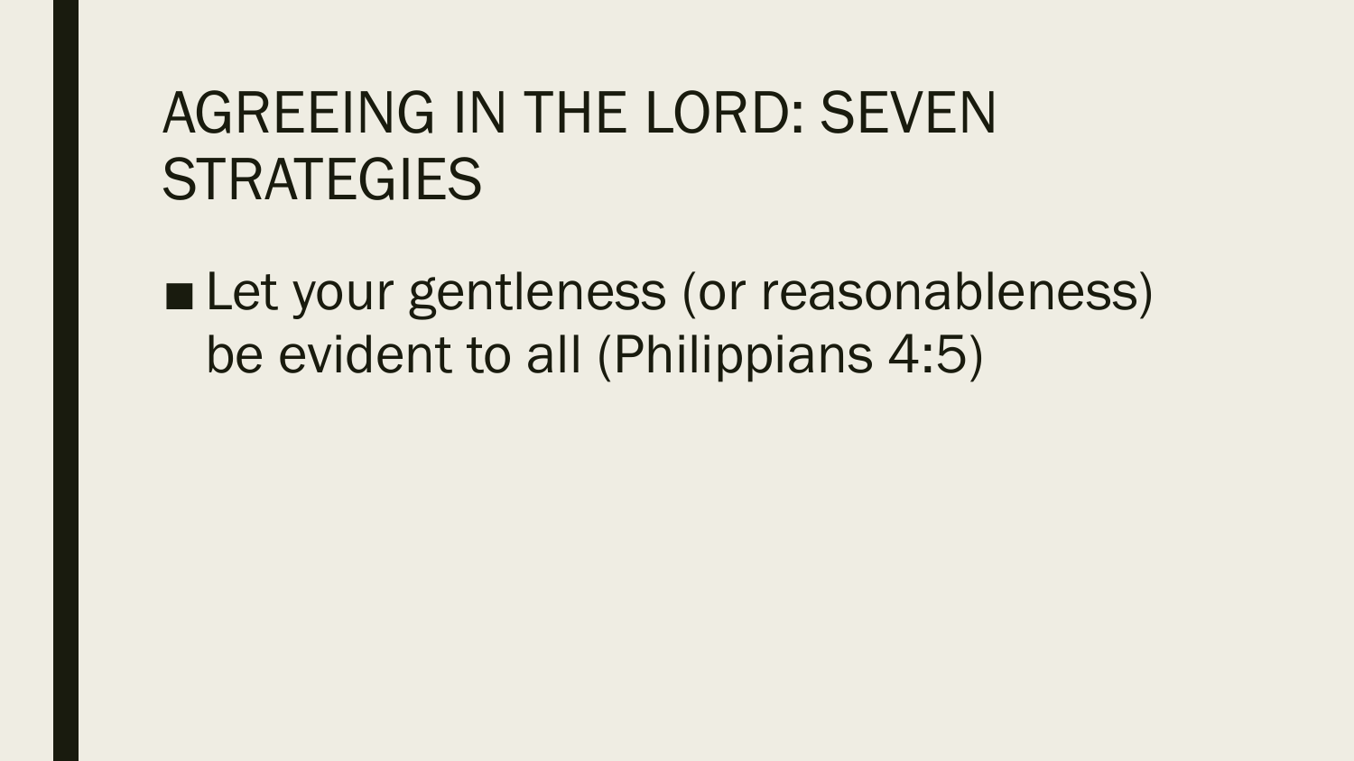# AGREEING IN THE LORD: SEVEN STRATEGIES

- Let your gentleness (or reasonableness) be evident to all (Philippians 4:5)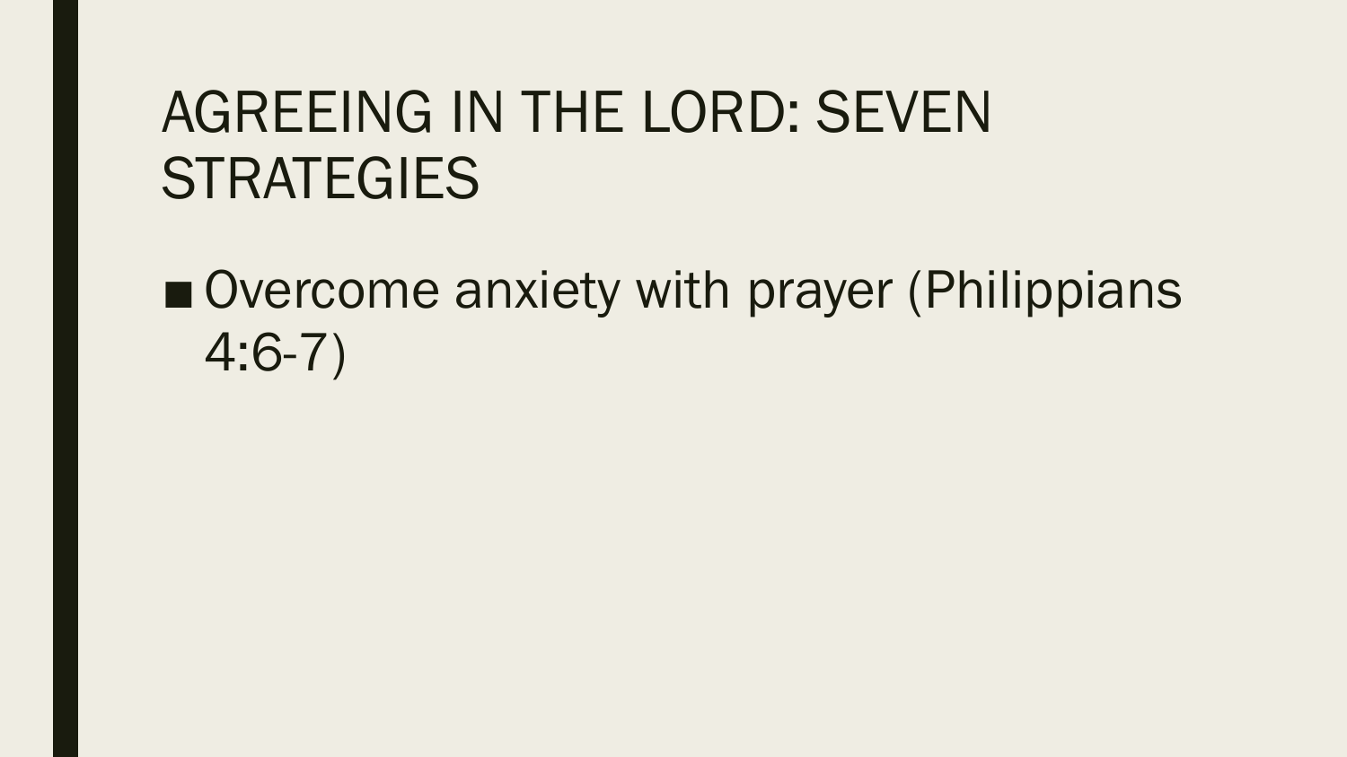# AGREEING IN THE LORD: SEVEN STRATEGIES

- Overcome anxiety with prayer (Philippians 4:6-7)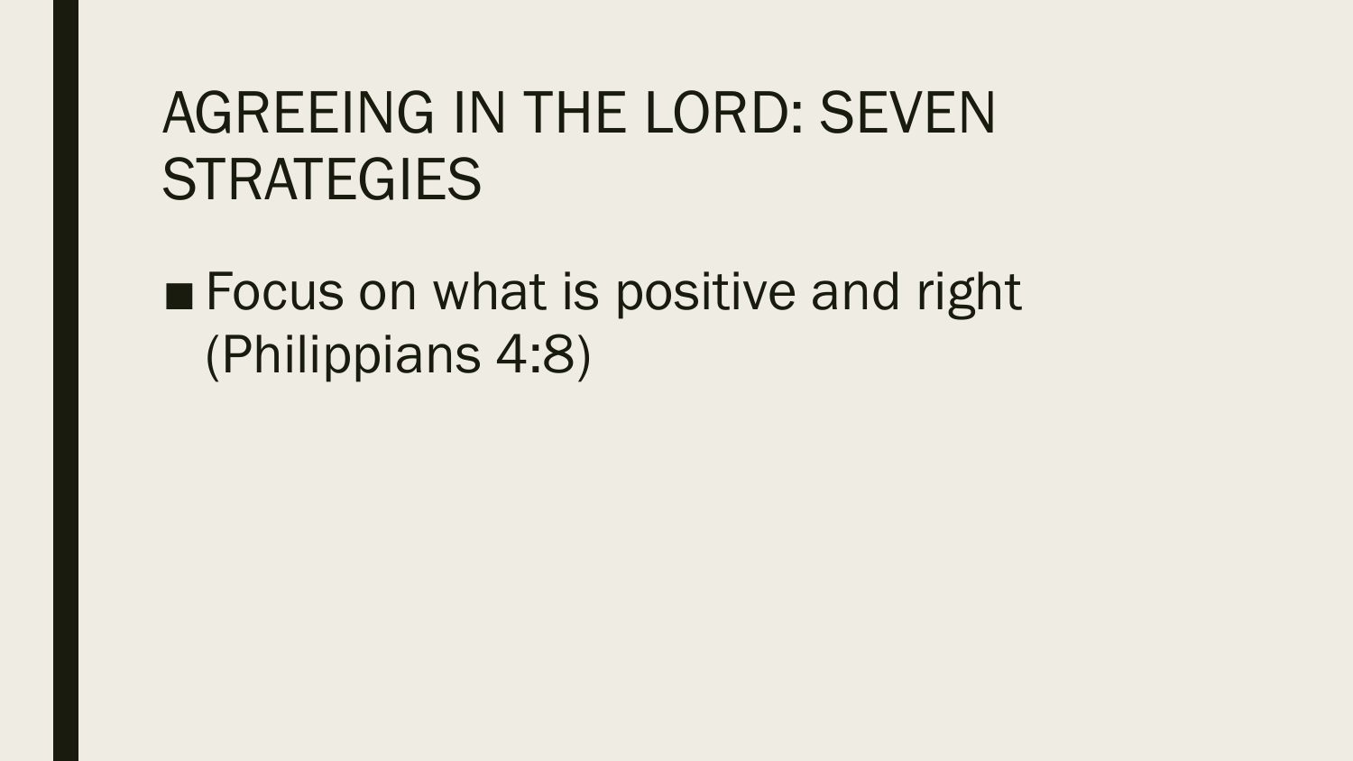# AGREEING IN THE LORD: SEVEN STRATEGIES

- Focus on what is positive and right (Philippians 4:8)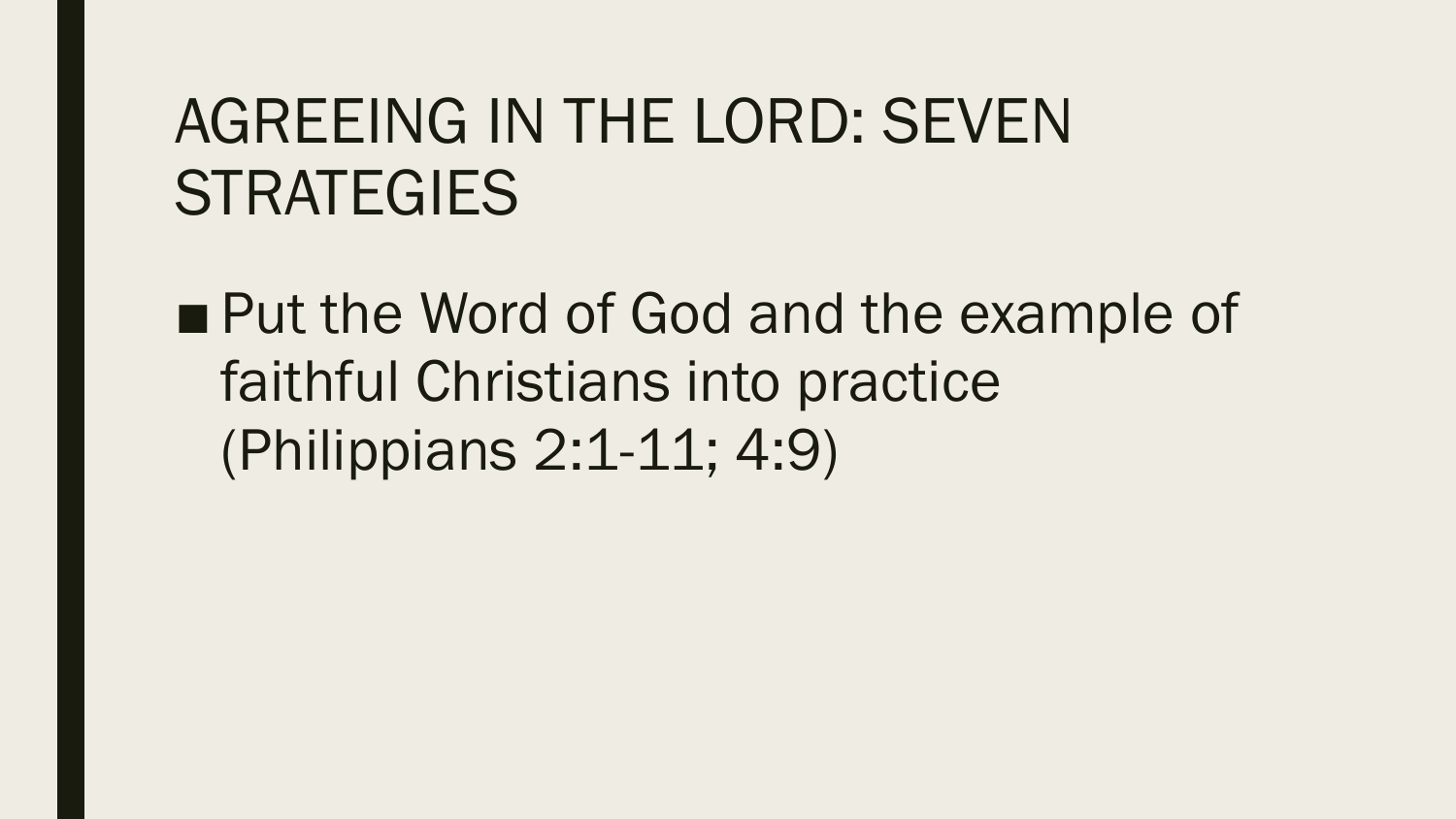# AGREEING IN THE LORD: SEVEN STRATEGIES

- Put the Word of God and the example of faithful Christians into practice (Philippians 2:1-11; 4:9)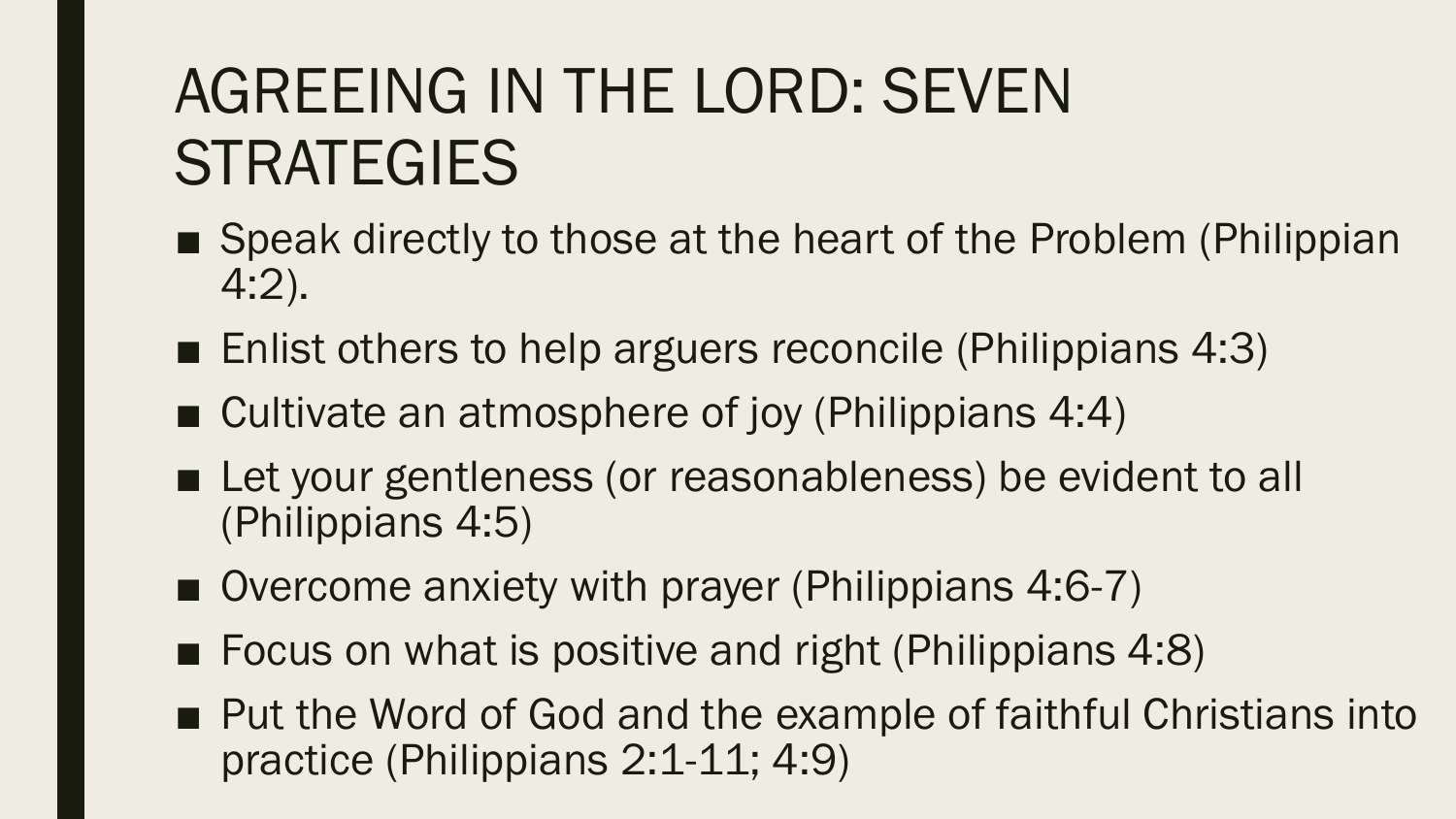# AGREEING IN THE LORD: SEVEN STRATEGIES

- Speak directly to those at the heart of the Problem (Philippian 4:2).
- Enlist others to help arguers reconcile (Philippians 4:3)
- Cultivate an atmosphere of joy (Philippians 4:4)
- Let your gentleness (or reasonableness) be evident to all (Philippians 4:5)
- Overcome anxiety with prayer (Philippians 4:6-7)
- Focus on what is positive and right (Philippians 4:8)
- Put the Word of God and the example of faithful Christians into practice (Philippians 2:1-11; 4:9)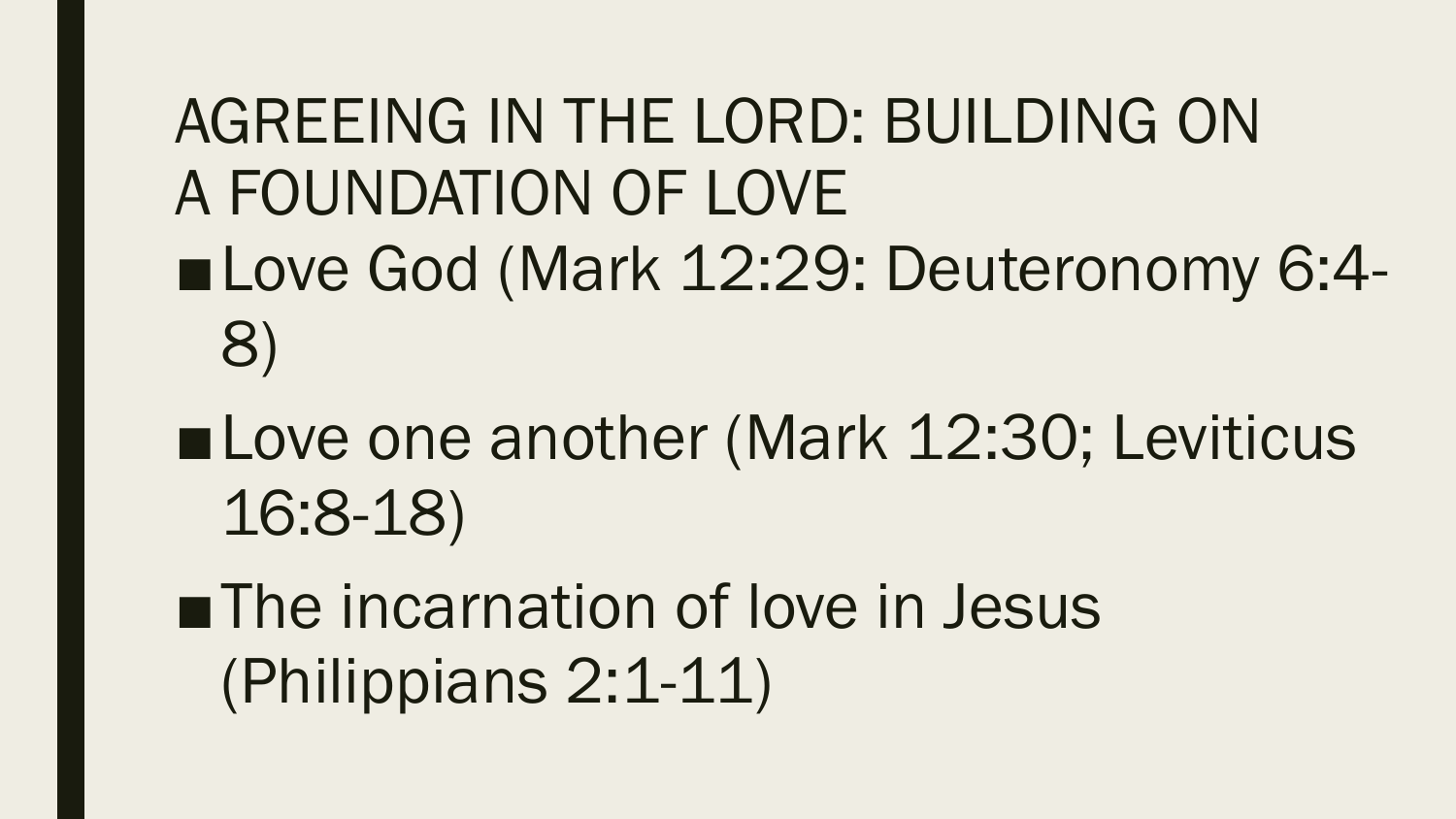# AGREEING IN THE LORD: BUILDING ON A FOUNDATION OF LOVE

- Love God (Mark 12:29: Deuteronomy 6:4-8)
- Love one another (Mark 12:30; Leviticus 16:8-18)
- The incarnation of love in Jesus (Philippians 2:1-11)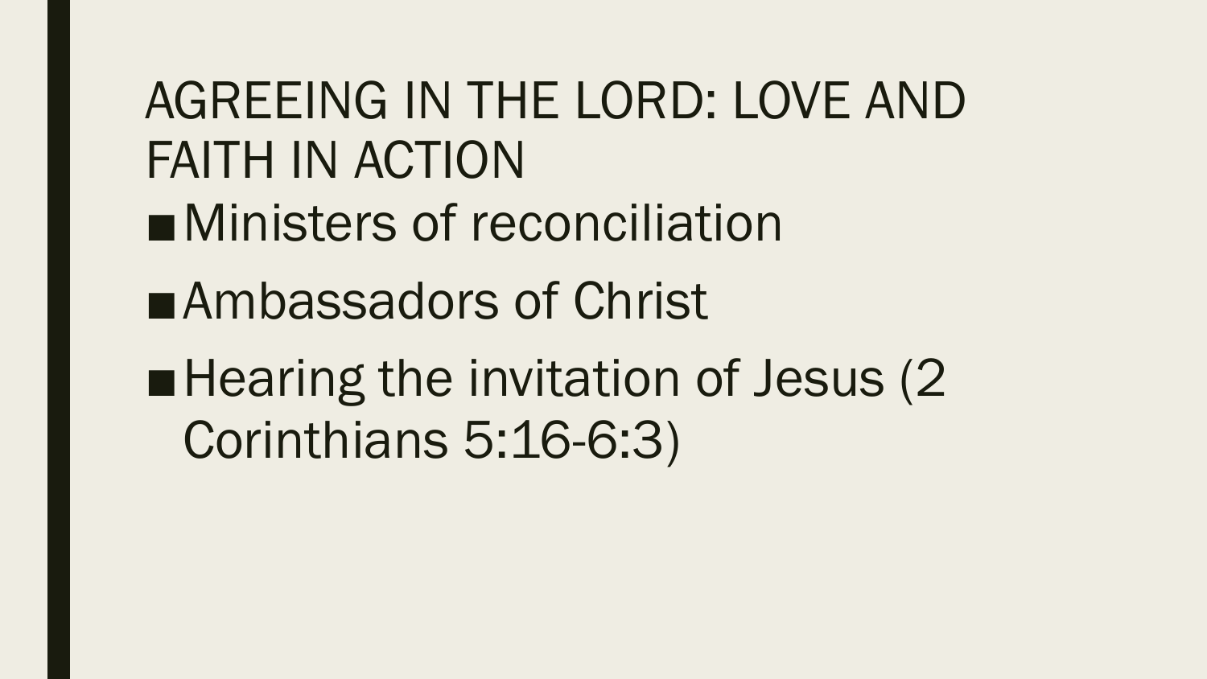# AGREEING IN THE LORD: LOVE AND FAITH IN ACTION

- Ministers of reconciliation
- Ambassadors of Christ
- Hearing the invitation of Jesus (2 Corinthians 5:16-6:3)